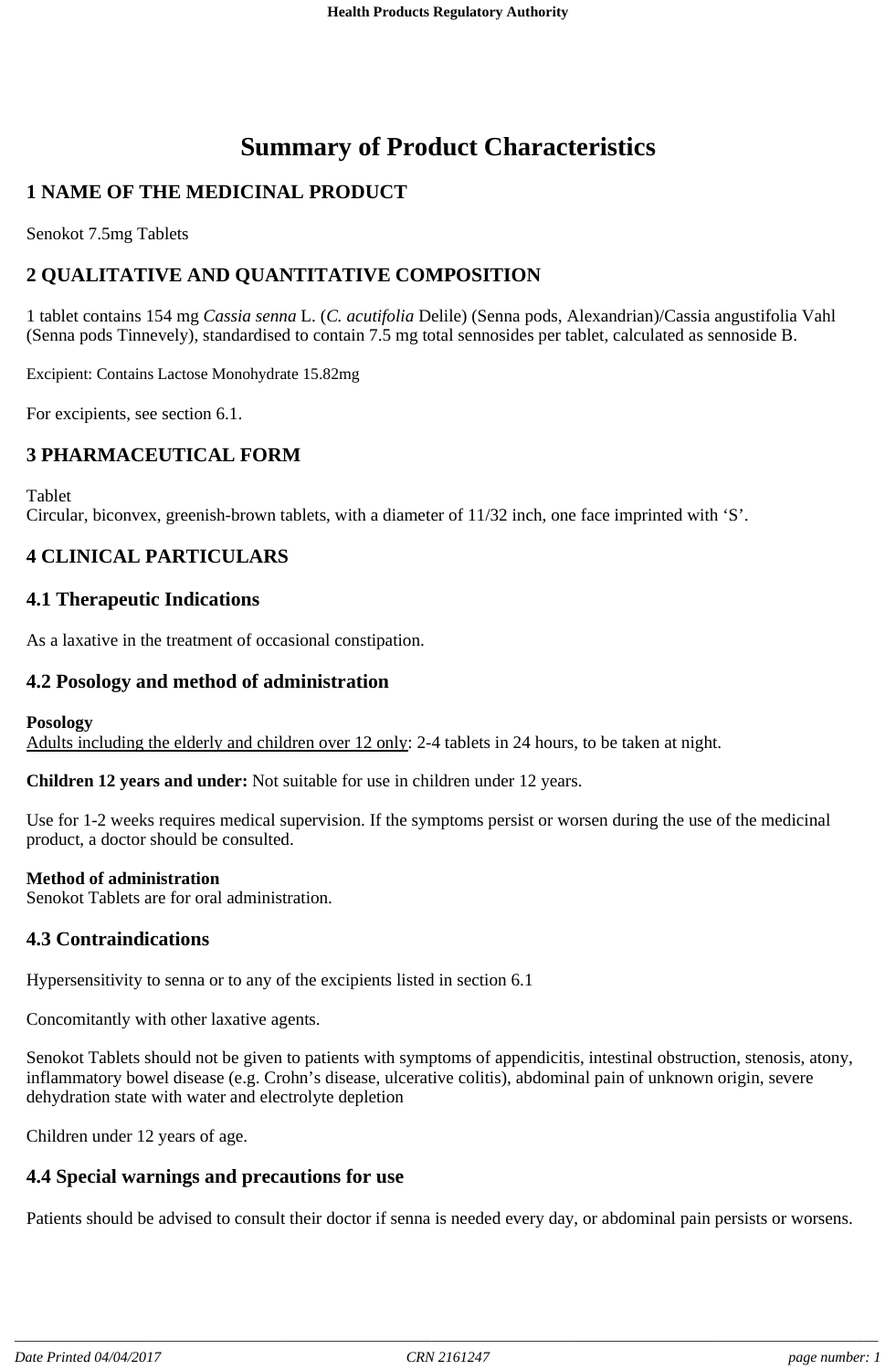# Summary of Product Characteristics

## 1 NAME OF THE MEDICINAL PRODUCT

Senokot 7.5mg Tablets

## 2 QUALITATIVE AND QUANTITATIVE COMPOSITION

1 tablet contains 154 mg *Cassia senna* L. (*C. acutifolia* Delile) (Senna pods, Alexandrian)/Cassia angustifolia Vahl (Senna pods Tinnevely), standardised to contain 7.5 mg total sennosides per tablet, calculated as sennoside B.

Excipient: Contains Lactose Monohydrate 15.82mg

For excipients, see section 6.1.

## 3 PHARMACEUTICAL FORM

Tablet
Circular, biconvex, greenish-brown tablets, with a diameter of 11/32 inch, one face imprinted with 'S'.

## 4 CLINICAL PARTICULARS

### 4.1 Therapeutic Indications

As a laxative in the treatment of occasional constipation.

### 4.2 Posology and method of administration

**Posology**
Adults including the elderly and children over 12 only: 2-4 tablets in 24 hours, to be taken at night.

**Children 12 years and under:** Not suitable for use in children under 12 years.

Use for 1-2 weeks requires medical supervision. If the symptoms persist or worsen during the use of the medicinal product, a doctor should be consulted.

**Method of administration**
Senokot Tablets are for oral administration.

### 4.3 Contraindications

Hypersensitivity to senna or to any of the excipients listed in section 6.1

Concomitantly with other laxative agents.

Senokot Tablets should not be given to patients with symptoms of appendicitis, intestinal obstruction, stenosis, atony, inflammatory bowel disease (e.g. Crohn's disease, ulcerative colitis), abdominal pain of unknown origin, severe dehydration state with water and electrolyte depletion

Children under 12 years of age.

### 4.4 Special warnings and precautions for use

Patients should be advised to consult their doctor if senna is needed every day, or abdominal pain persists or worsens.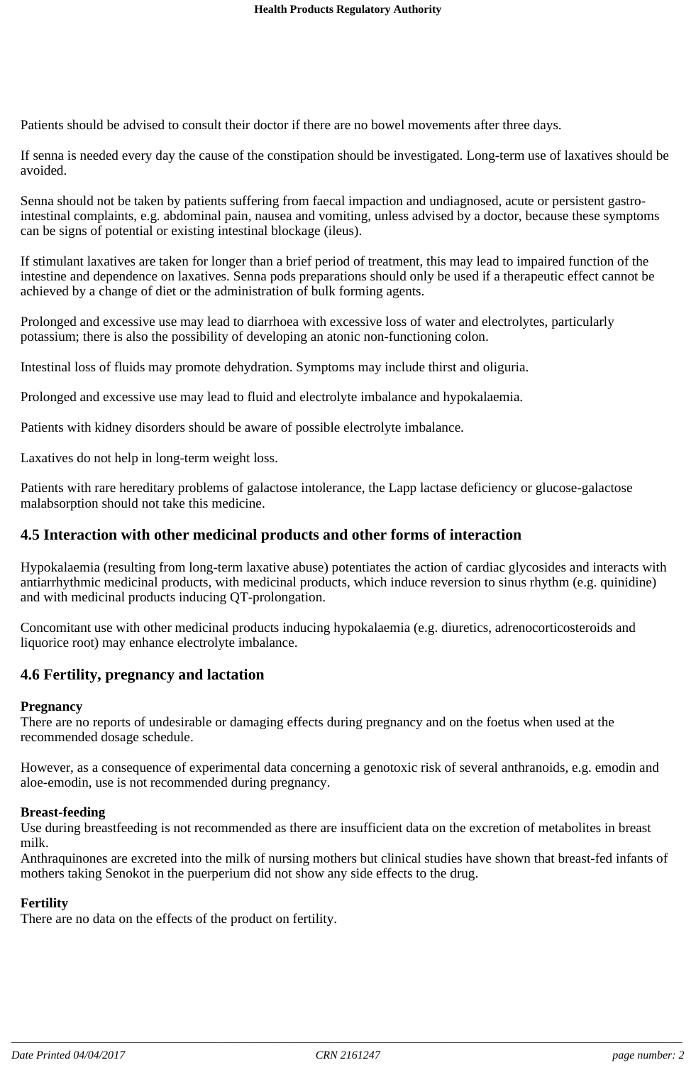Patients should be advised to consult their doctor if there are no bowel movements after three days.

If senna is needed every day the cause of the constipation should be investigated. Long-term use of laxatives should be avoided.

Senna should not be taken by patients suffering from faecal impaction and undiagnosed, acute or persistent gastro-intestinal complaints, e.g. abdominal pain, nausea and vomiting, unless advised by a doctor, because these symptoms can be signs of potential or existing intestinal blockage (ileus).

If stimulant laxatives are taken for longer than a brief period of treatment, this may lead to impaired function of the intestine and dependence on laxatives. Senna pods preparations should only be used if a therapeutic effect cannot be achieved by a change of diet or the administration of bulk forming agents.

Prolonged and excessive use may lead to diarrhoea with excessive loss of water and electrolytes, particularly potassium; there is also the possibility of developing an atonic non-functioning colon.

Intestinal loss of fluids may promote dehydration. Symptoms may include thirst and oliguria.

Prolonged and excessive use may lead to fluid and electrolyte imbalance and hypokalaemia.

Patients with kidney disorders should be aware of possible electrolyte imbalance.

Laxatives do not help in long-term weight loss.

Patients with rare hereditary problems of galactose intolerance, the Lapp lactase deficiency or glucose-galactose malabsorption should not take this medicine.

## 4.5 Interaction with other medicinal products and other forms of interaction

Hypokalaemia (resulting from long-term laxative abuse) potentiates the action of cardiac glycosides and interacts with antiarrhythmic medicinal products, with medicinal products, which induce reversion to sinus rhythm (e.g. quinidine) and with medicinal products inducing QT-prolongation.

Concomitant use with other medicinal products inducing hypokalaemia (e.g. diuretics, adrenocorticosteroids and liquorice root) may enhance electrolyte imbalance.

## 4.6 Fertility, pregnancy and lactation

**Pregnancy**
There are no reports of undesirable or damaging effects during pregnancy and on the foetus when used at the recommended dosage schedule.

However, as a consequence of experimental data concerning a genotoxic risk of several anthranoids, e.g. emodin and aloe-emodin, use is not recommended during pregnancy.

**Breast-feeding**
Use during breastfeeding is not recommended as there are insufficient data on the excretion of metabolites in breast milk.
Anthraquinones are excreted into the milk of nursing mothers but clinical studies have shown that breast-fed infants of mothers taking Senokot in the puerperium did not show any side effects to the drug.

**Fertility**
There are no data on the effects of the product on fertility.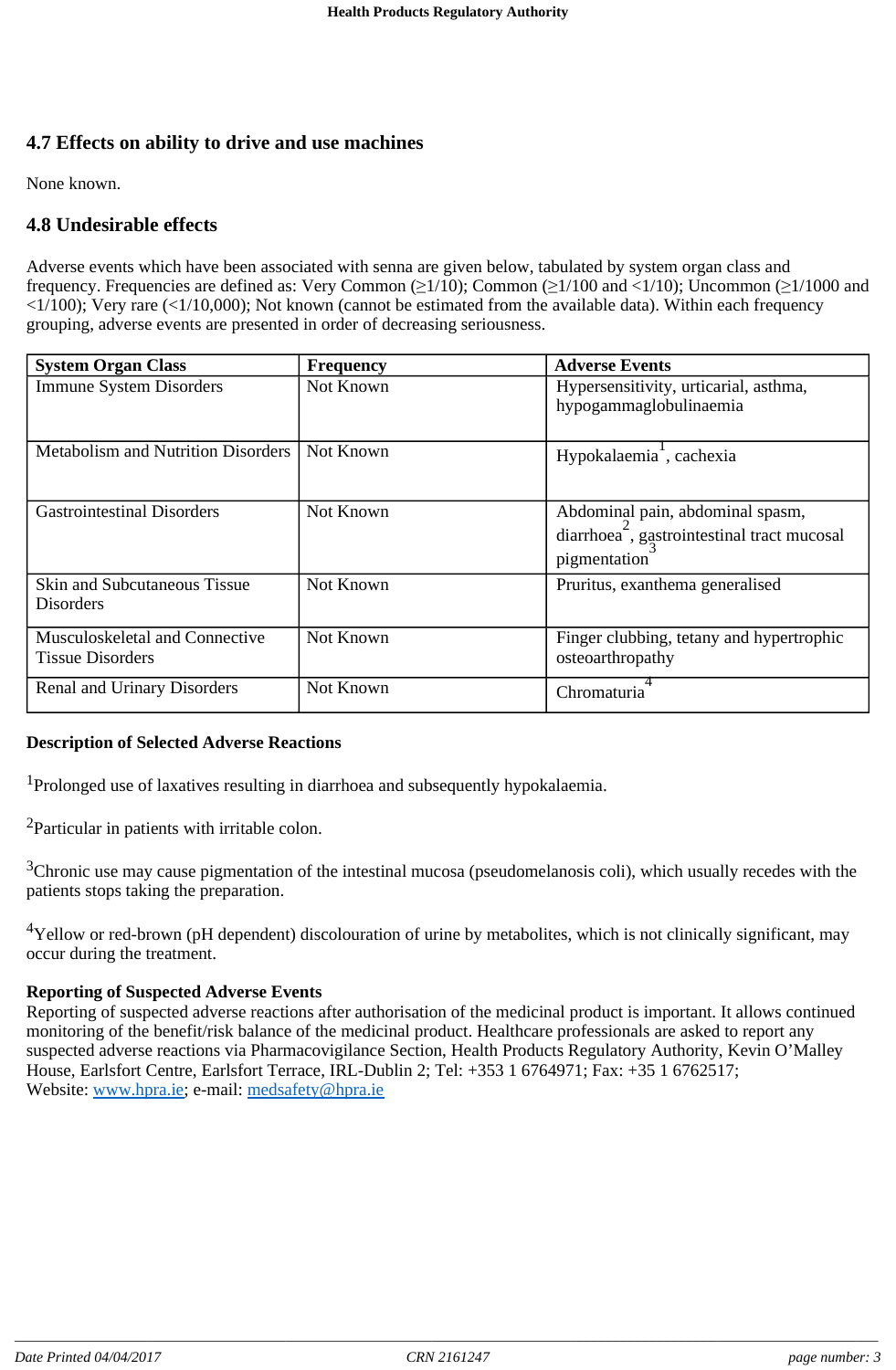## 4.7 Effects on ability to drive and use machines

None known.

## 4.8 Undesirable effects

Adverse events which have been associated with senna are given below, tabulated by system organ class and frequency. Frequencies are defined as: Very Common (≥1/10); Common (≥1/100 and <1/10); Uncommon (≥1/1000 and <1/100); Very rare (<1/10,000); Not known (cannot be estimated from the available data). Within each frequency grouping, adverse events are presented in order of decreasing seriousness.

| System Organ Class | Frequency | Adverse Events |
|---|---|---|
| Immune System Disorders | Not Known | Hypersensitivity, urticarial, asthma, hypogammaglobulinaemia |
| Metabolism and Nutrition Disorders | Not Known | Hypokalaemia[1], cachexia |
| Gastrointestinal Disorders | Not Known | Abdominal pain, abdominal spasm, diarrhoea[2], gastrointestinal tract mucosal pigmentation[3] |
| Skin and Subcutaneous Tissue Disorders | Not Known | Pruritus, exanthema generalised |
| Musculoskeletal and Connective Tissue Disorders | Not Known | Finger clubbing, tetany and hypertrophic osteoarthropathy |
| Renal and Urinary Disorders | Not Known | Chromaturia[4] |

**Description of Selected Adverse Reactions**

[1]Prolonged use of laxatives resulting in diarrhoea and subsequently hypokalaemia.

[2]Particular in patients with irritable colon.

[3]Chronic use may cause pigmentation of the intestinal mucosa (pseudomelanosis coli), which usually recedes with the patients stops taking the preparation.

[4]Yellow or red-brown (pH dependent) discolouration of urine by metabolites, which is not clinically significant, may occur during the treatment.

**Reporting of Suspected Adverse Events**

Reporting of suspected adverse reactions after authorisation of the medicinal product is important. It allows continued monitoring of the benefit/risk balance of the medicinal product. Healthcare professionals are asked to report any suspected adverse reactions via Pharmacovigilance Section, Health Products Regulatory Authority, Kevin O'Malley House, Earlsfort Centre, Earlsfort Terrace, IRL-Dublin 2; Tel: +353 1 6764971; Fax: +35 1 6762517; Website: www.hpra.ie; e-mail: medsafety@hpra.ie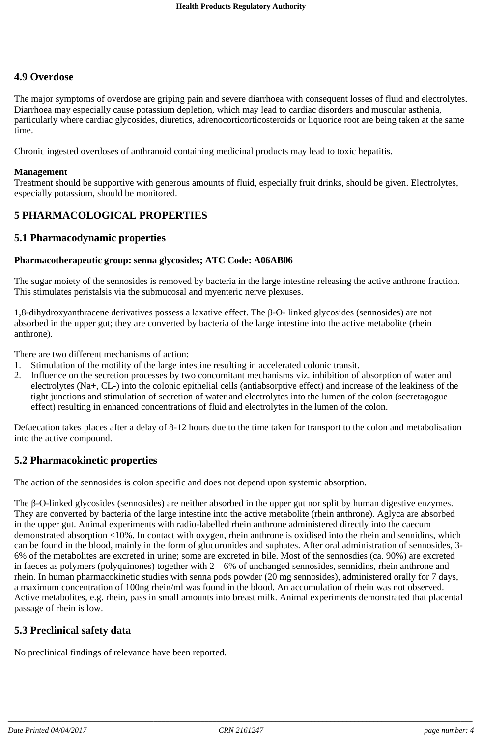## 4.9 Overdose

The major symptoms of overdose are griping pain and severe diarrhoea with consequent losses of fluid and electrolytes. Diarrhoea may especially cause potassium depletion, which may lead to cardiac disorders and muscular asthenia, particularly where cardiac glycosides, diuretics, adrenocorticorticosteroids or liquorice root are being taken at the same time.

Chronic ingested overdoses of anthranoid containing medicinal products may lead to toxic hepatitis.

**Management**
Treatment should be supportive with generous amounts of fluid, especially fruit drinks, should be given. Electrolytes, especially potassium, should be monitored.

# 5 PHARMACOLOGICAL PROPERTIES

## 5.1 Pharmacodynamic properties

**Pharmacotherapeutic group: senna glycosides; ATC Code: A06AB06**

The sugar moiety of the sennosides is removed by bacteria in the large intestine releasing the active anthrone fraction. This stimulates peristalsis via the submucosal and myenteric nerve plexuses.

1,8-dihydroxyanthracene derivatives possess a laxative effect. The β-O- linked glycosides (sennosides) are not absorbed in the upper gut; they are converted by bacteria of the large intestine into the active metabolite (rhein anthrone).

There are two different mechanisms of action:
1. Stimulation of the motility of the large intestine resulting in accelerated colonic transit.
2. Influence on the secretion processes by two concomitant mechanisms viz. inhibition of absorption of water and electrolytes ($Na^+$, $CL^-$) into the colonic epithelial cells (antiabsorptive effect) and increase of the leakiness of the tight junctions and stimulation of secretion of water and electrolytes into the lumen of the colon (secretagogue effect) resulting in enhanced concentrations of fluid and electrolytes in the lumen of the colon.

Defaecation takes places after a delay of 8-12 hours due to the time taken for transport to the colon and metabolisation into the active compound.

## 5.2 Pharmacokinetic properties

The action of the sennosides is colon specific and does not depend upon systemic absorption.

The β-O-linked glycosides (sennosides) are neither absorbed in the upper gut nor split by human digestive enzymes. They are converted by bacteria of the large intestine into the active metabolite (rhein anthrone). Aglyca are absorbed in the upper gut. Animal experiments with radio-labelled rhein anthrone administered directly into the caecum demonstrated absorption <10%. In contact with oxygen, rhein anthrone is oxidised into the rhein and sennidins, which can be found in the blood, mainly in the form of glucuronides and suphates. After oral administration of sennosides, 3-6% of the metabolites are excreted in urine; some are excreted in bile. Most of the sennosdies (ca. 90%) are excreted in faeces as polymers (polyquinones) together with 2 – 6% of unchanged sennosides, sennidins, rhein anthrone and rhein. In human pharmacokinetic studies with senna pods powder (20 mg sennosides), administered orally for 7 days, a maximum concentration of 100ng rhein/ml was found in the blood. An accumulation of rhein was not observed. Active metabolites, e.g. rhein, pass in small amounts into breast milk. Animal experiments demonstrated that placental passage of rhein is low.

## 5.3 Preclinical safety data

No preclinical findings of relevance have been reported.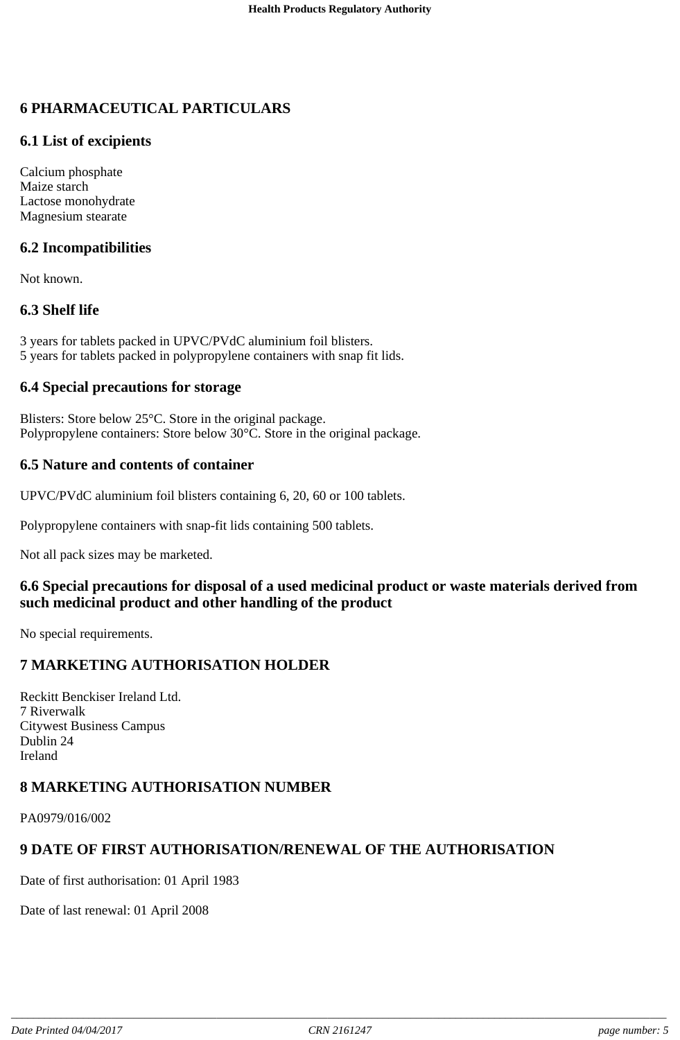## 6 PHARMACEUTICAL PARTICULARS

### 6.1 List of excipients

Calcium phosphate
Maize starch
Lactose monohydrate
Magnesium stearate

### 6.2 Incompatibilities

Not known.

### 6.3 Shelf life

3 years for tablets packed in UPVC/PVdC aluminium foil blisters.
5 years for tablets packed in polypropylene containers with snap fit lids.

### 6.4 Special precautions for storage

Blisters: Store below 25°C. Store in the original package.
Polypropylene containers: Store below 30°C. Store in the original package.

### 6.5 Nature and contents of container

UPVC/PVdC aluminium foil blisters containing 6, 20, 60 or 100 tablets.

Polypropylene containers with snap-fit lids containing 500 tablets.

Not all pack sizes may be marketed.

### 6.6 Special precautions for disposal of a used medicinal product or waste materials derived from such medicinal product and other handling of the product

No special requirements.

## 7 MARKETING AUTHORISATION HOLDER

Reckitt Benckiser Ireland Ltd.
7 Riverwalk
Citywest Business Campus
Dublin 24
Ireland

## 8 MARKETING AUTHORISATION NUMBER

PA0979/016/002

## 9 DATE OF FIRST AUTHORISATION/RENEWAL OF THE AUTHORISATION

Date of first authorisation: 01 April 1983

Date of last renewal: 01 April 2008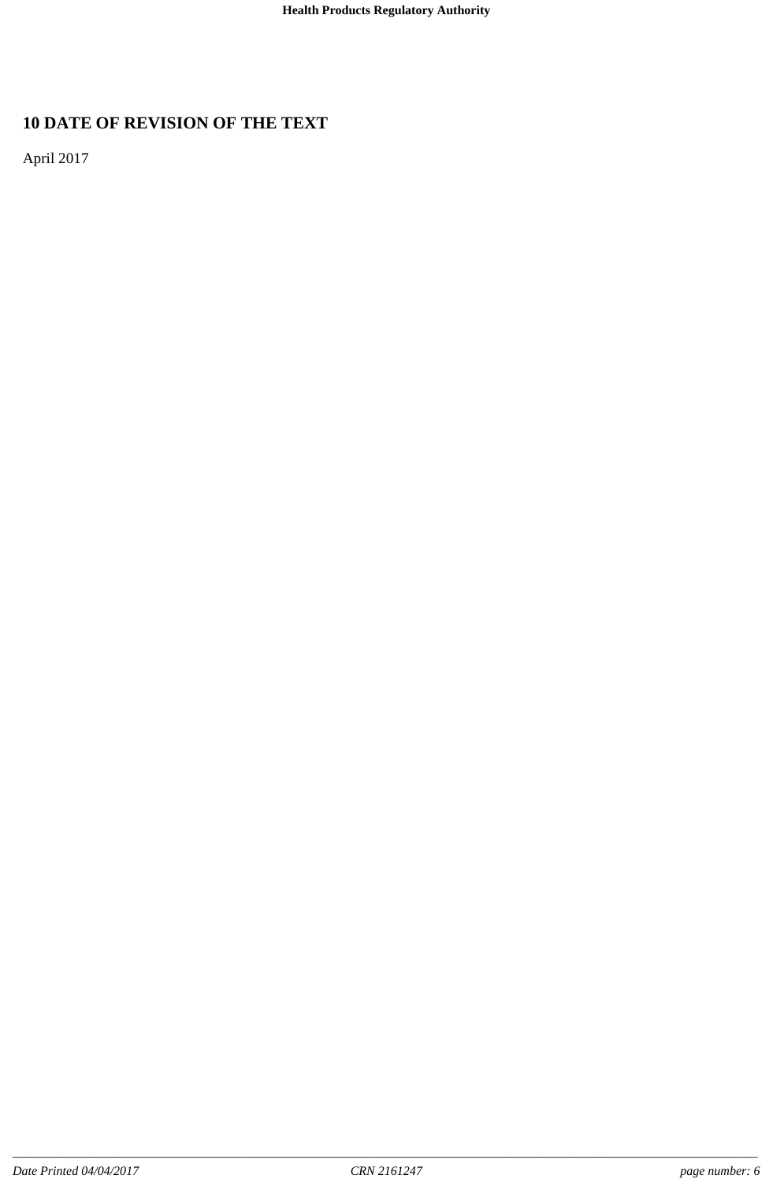## 10 DATE OF REVISION OF THE TEXT

April 2017